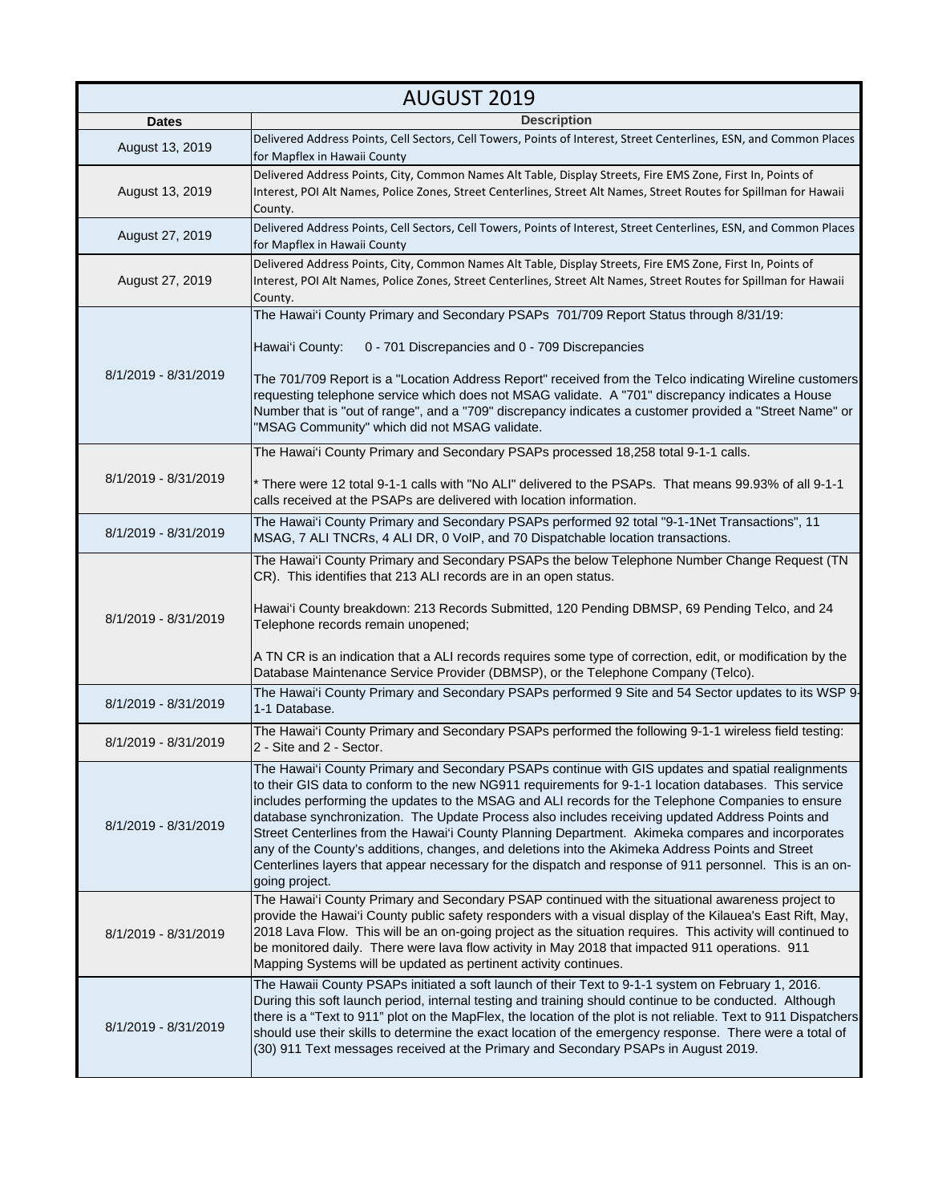| AUGUST 2019 | |
|---|---|
| **Dates** | **Description** |
| August 13, 2019 | Delivered Address Points, Cell Sectors, Cell Towers, Points of Interest, Street Centerlines, ESN, and Common Places for Mapflex in Hawaii County |
| August 13, 2019 | Delivered Address Points, City, Common Names Alt Table, Display Streets, Fire EMS Zone, First In, Points of Interest, POI Alt Names, Police Zones, Street Centerlines, Street Alt Names, Street Routes for Spillman for Hawaii County. |
| August 27, 2019 | Delivered Address Points, Cell Sectors, Cell Towers, Points of Interest, Street Centerlines, ESN, and Common Places for Mapflex in Hawaii County |
| August 27, 2019 | Delivered Address Points, City, Common Names Alt Table, Display Streets, Fire EMS Zone, First In, Points of Interest, POI Alt Names, Police Zones, Street Centerlines, Street Alt Names, Street Routes for Spillman for Hawaii County. |
| 8/1/2019 - 8/31/2019 | The Hawai'i County Primary and Secondary PSAPs 701/709 Report Status through 8/31/19:<br><br>Hawai'i County: 0 - 701 Discrepancies and 0 - 709 Discrepancies<br><br>The 701/709 Report is a "Location Address Report" received from the Telco indicating Wireline customers requesting telephone service which does not MSAG validate. A "701" discrepancy indicates a House Number that is "out of range", and a "709" discrepancy indicates a customer provided a "Street Name" or "MSAG Community" which did not MSAG validate. |
| 8/1/2019 - 8/31/2019 | The Hawai'i County Primary and Secondary PSAPs processed 18,258 total 9-1-1 calls.<br><br>* There were 12 total 9-1-1 calls with "No ALI" delivered to the PSAPs. That means 99.93% of all 9-1-1 calls received at the PSAPs are delivered with location information. |
| 8/1/2019 - 8/31/2019 | The Hawai'i County Primary and Secondary PSAPs performed 92 total "9-1-1Net Transactions", 11 MSAG, 7 ALI TNCRs, 4 ALI DR, 0 VoIP, and 70 Dispatchable location transactions. |
| 8/1/2019 - 8/31/2019 | The Hawai'i County Primary and Secondary PSAPs the below Telephone Number Change Request (TN CR). This identifies that 213 ALI records are in an open status.<br><br>Hawai'i County breakdown: 213 Records Submitted, 120 Pending DBMSP, 69 Pending Telco, and 24 Telephone records remain unopened;<br><br>A TN CR is an indication that a ALI records requires some type of correction, edit, or modification by the Database Maintenance Service Provider (DBMSP), or the Telephone Company (Telco). |
| 8/1/2019 - 8/31/2019 | The Hawai'i County Primary and Secondary PSAPs performed 9 Site and 54 Sector updates to its WSP 9-1-1 Database. |
| 8/1/2019 - 8/31/2019 | The Hawai'i County Primary and Secondary PSAPs performed the following 9-1-1 wireless field testing: 2 - Site and 2 - Sector. |
| 8/1/2019 - 8/31/2019 | The Hawai'i County Primary and Secondary PSAPs continue with GIS updates and spatial realignments to their GIS data to conform to the new NG911 requirements for 9-1-1 location databases. This service includes performing the updates to the MSAG and ALI records for the Telephone Companies to ensure database synchronization. The Update Process also includes receiving updated Address Points and Street Centerlines from the Hawai'i County Planning Department. Akimeka compares and incorporates any of the County's additions, changes, and deletions into the Akimeka Address Points and Street Centerlines layers that appear necessary for the dispatch and response of 911 personnel. This is an on-going project. |
| 8/1/2019 - 8/31/2019 | The Hawai'i County Primary and Secondary PSAP continued with the situational awareness project to provide the Hawai'i County public safety responders with a visual display of the Kilauea's East Rift, May, 2018 Lava Flow. This will be an on-going project as the situation requires. This activity will continued to be monitored daily. There were lava flow activity in May 2018 that impacted 911 operations. 911 Mapping Systems will be updated as pertinent activity continues. |
| 8/1/2019 - 8/31/2019 | The Hawaii County PSAPs initiated a soft launch of their Text to 9-1-1 system on February 1, 2016. During this soft launch period, internal testing and training should continue to be conducted. Although there is a "Text to 911" plot on the MapFlex, the location of the plot is not reliable. Text to 911 Dispatchers should use their skills to determine the exact location of the emergency response. There were a total of (30) 911 Text messages received at the Primary and Secondary PSAPs in August 2019. |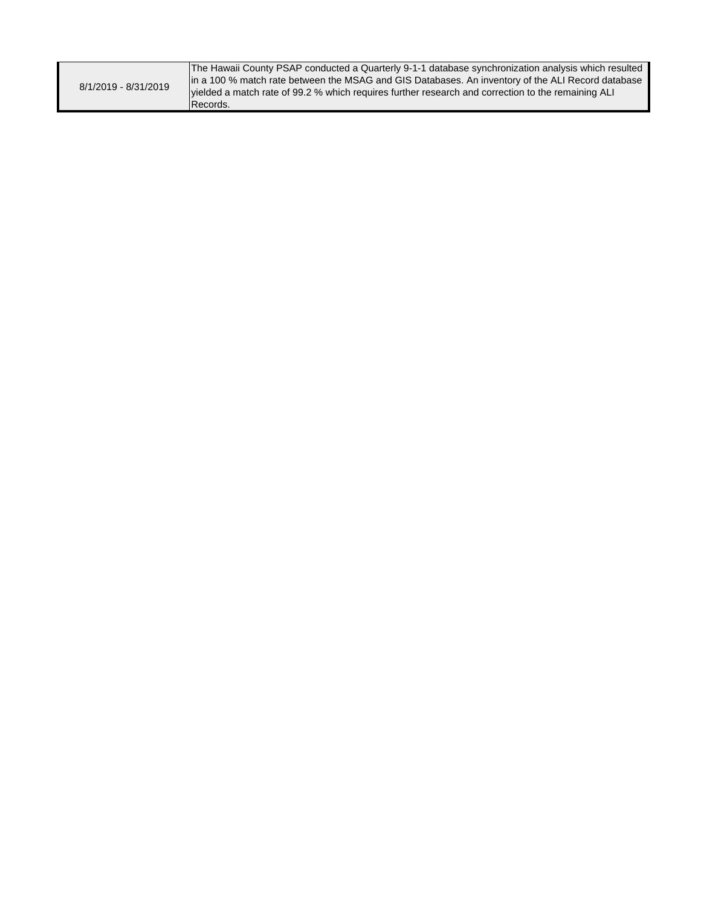| | |
|---|---|
| 8/1/2019 - 8/31/2019 | The Hawaii County PSAP conducted a Quarterly 9-1-1 database synchronization analysis which resulted in a 100 % match rate between the MSAG and GIS Databases. An inventory of the ALI Record database yielded a match rate of 99.2 % which requires further research and correction to the remaining ALI Records. |